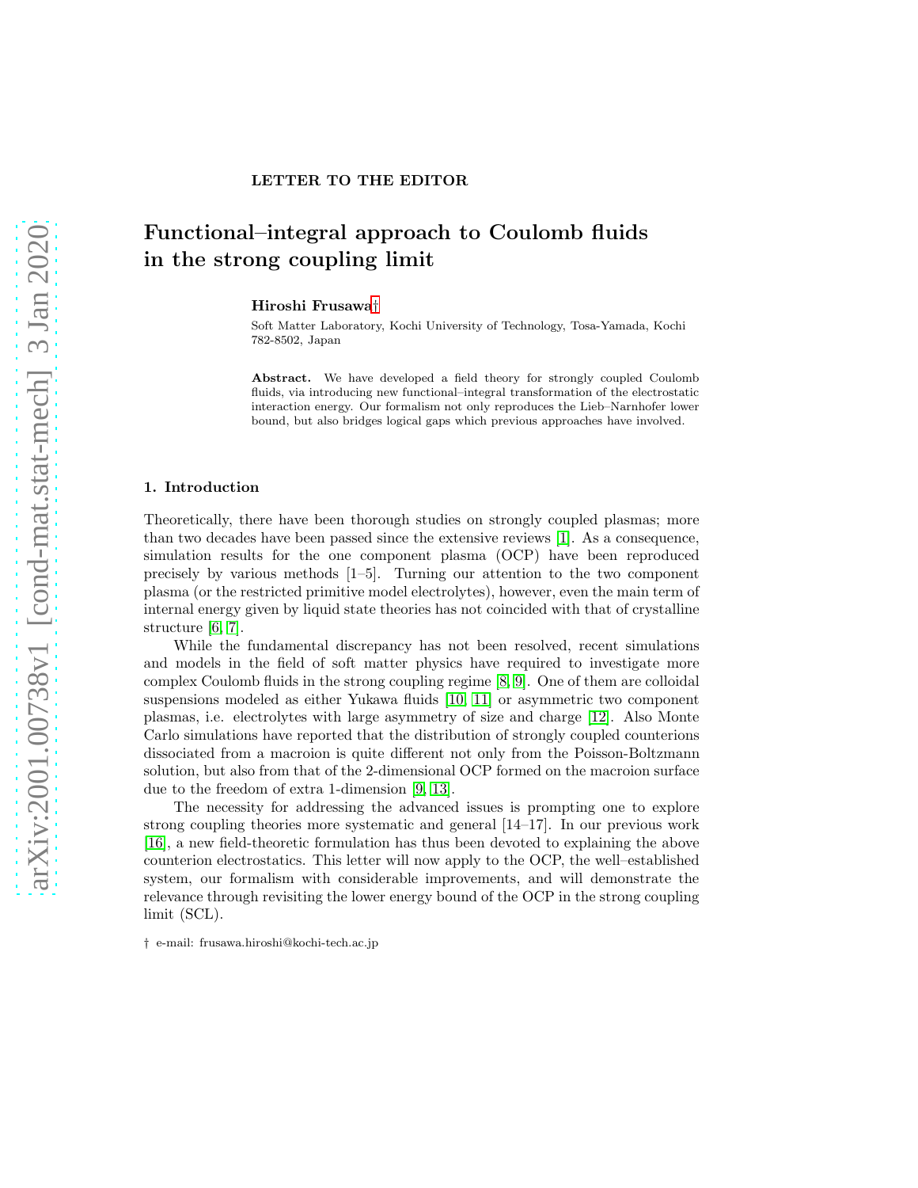LETTER TO THE EDITOR

# Functional–integral approach to Coulomb fluids in the strong coupling limit

**Hiroshi Frusawa**†

Soft Matter Laboratory, Kochi University of Technology, Tosa-Yamada, Kochi 782-8502, Japan

**Abstract.** We have developed a field theory for strongly coupled Coulomb fluids, via introducing new functional–integral transformation of the electrostatic interaction energy. Our formalism not only reproduces the Lieb–Narnhofer lower bound, but also bridges logical gaps which previous approaches have involved.

## 1. Introduction

Theoretically, there have been thorough studies on strongly coupled plasmas; more than two decades have been passed since the extensive reviews [1]. As a consequence, simulation results for the one component plasma (OCP) have been reproduced precisely by various methods [1–5]. Turning our attention to the two component plasma (or the restricted primitive model electrolytes), however, even the main term of internal energy given by liquid state theories has not coincided with that of crystalline structure [6, 7].

While the fundamental discrepancy has not been resolved, recent simulations and models in the field of soft matter physics have required to investigate more complex Coulomb fluids in the strong coupling regime [8, 9]. One of them are colloidal suspensions modeled as either Yukawa fluids [10, 11] or asymmetric two component plasmas, i.e. electrolytes with large asymmetry of size and charge [12]. Also Monte Carlo simulations have reported that the distribution of strongly coupled counterions dissociated from a macroion is quite different not only from the Poisson-Boltzmann solution, but also from that of the 2-dimensional OCP formed on the macroion surface due to the freedom of extra 1-dimension [9, 13].

The necessity for addressing the advanced issues is prompting one to explore strong coupling theories more systematic and general [14–17]. In our previous work [16], a new field-theoretic formulation has thus been devoted to explaining the above counterion electrostatics. This letter will now apply to the OCP, the well–established system, our formalism with considerable improvements, and will demonstrate the relevance through revisiting the lower energy bound of the OCP in the strong coupling limit (SCL).

† e-mail: frusawa.hiroshi@kochi-tech.ac.jp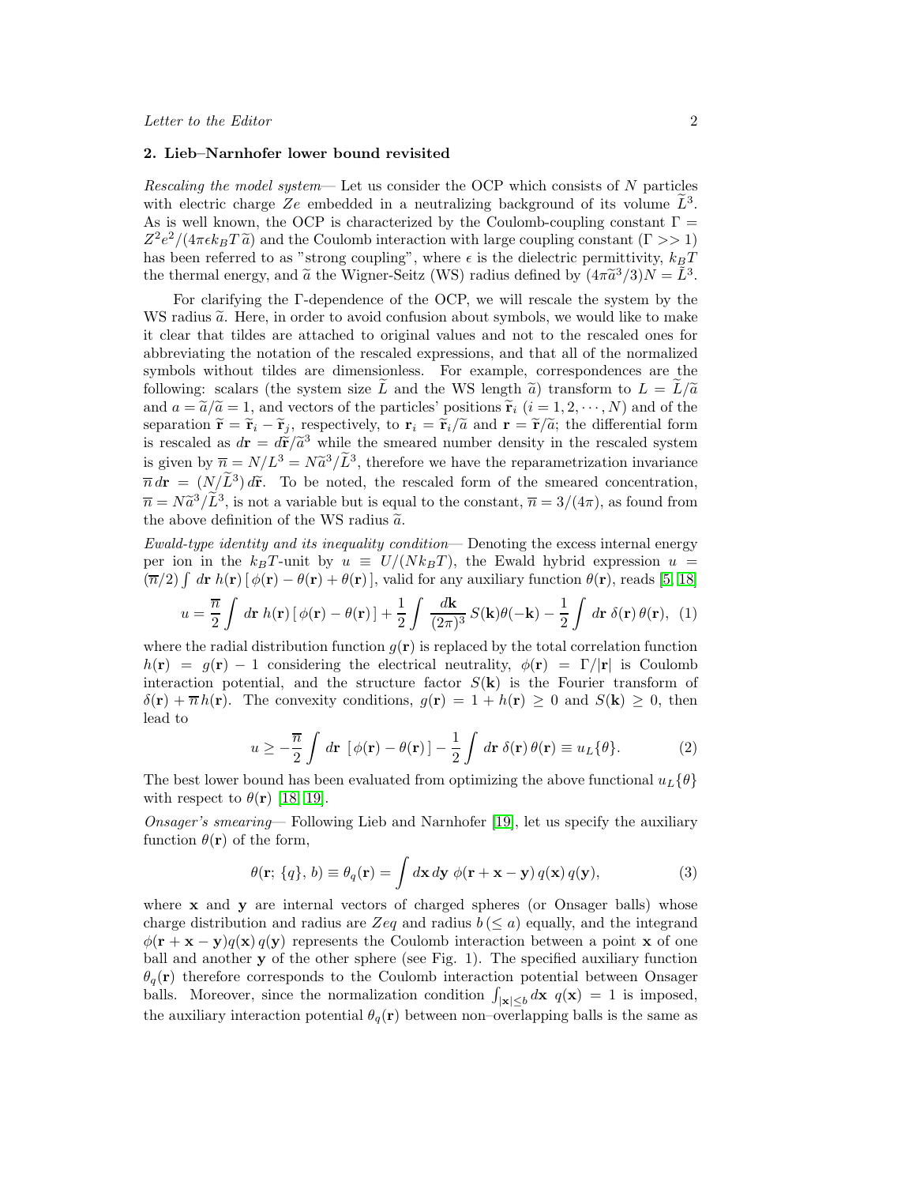## 2. Lieb–Narnhofer lower bound revisited

*Rescaling the model system*— Let us consider the OCP which consists of $N$ particles with electric charge $Ze$ embedded in a neutralizing background of its volume $\widetilde{L}^3$. As is well known, the OCP is characterized by the Coulomb-coupling constant $\Gamma = Z^2e^2/(4\pi\epsilon k_BT\,\widetilde{a})$ and the Coulomb interaction with large coupling constant ($\Gamma >> 1$) has been referred to as "strong coupling", where $\epsilon$ is the dielectric permittivity, $k_BT$ the thermal energy, and $\widetilde{a}$ the Wigner-Seitz (WS) radius defined by $(4\pi\widetilde{a}^3/3)N = \widetilde{L}^3$.

For clarifying the $\Gamma$-dependence of the OCP, we will rescale the system by the WS radius $\widetilde{a}$. Here, in order to avoid confusion about symbols, we would like to make it clear that tildes are attached to original values and not to the rescaled ones for abbreviating the notation of the rescaled expressions, and that all of the normalized symbols without tildes are dimensionless. For example, correspondences are the following: scalars (the system size $\widetilde{L}$ and the WS length $\widetilde{a}$) transform to $L = \widetilde{L}/\widetilde{a}$ and $a = \widetilde{a}/\widetilde{a} = 1$, and vectors of the particles' positions $\widetilde{\mathbf{r}}_i$ ($i = 1, 2, \cdots, N$) and of the separation $\widetilde{\mathbf{r}} = \widetilde{\mathbf{r}}_i - \widetilde{\mathbf{r}}_j$, respectively, to $\mathbf{r}_i = \widetilde{\mathbf{r}}_i/\widetilde{a}$ and $\mathbf{r} = \widetilde{\mathbf{r}}/\widetilde{a}$; the differential form is rescaled as $d\mathbf{r} = d\widetilde{\mathbf{r}}/\widetilde{a}^3$ while the smeared number density in the rescaled system is given by $\overline{n} = N/L^3 = N\widetilde{a}^3/\widetilde{L}^3$, therefore we have the reparametrization invariance $\overline{n}\,d\mathbf{r} = (N/\widetilde{L}^3)\,d\widetilde{\mathbf{r}}$. To be noted, the rescaled form of the smeared concentration, $\overline{n} = N\widetilde{a}^3/\widetilde{L}^3$, is not a variable but is equal to the constant, $\overline{n} = 3/(4\pi)$, as found from the above definition of the WS radius $\widetilde{a}$.

*Ewald-type identity and its inequality condition*— Denoting the excess internal energy per ion in the $k_BT$-unit by $u \equiv U/(Nk_BT)$, the Ewald hybrid expression $u = (\overline{n}/2)\int d\mathbf{r}\; h(\mathbf{r})\,[\,\phi(\mathbf{r}) - \theta(\mathbf{r}) + \theta(\mathbf{r})\,]$, valid for any auxiliary function $\theta(\mathbf{r})$, reads [5, 18]

$$u = \frac{\overline{n}}{2}\int d\mathbf{r}\; h(\mathbf{r})\,[\,\phi(\mathbf{r}) - \theta(\mathbf{r})\,] + \frac{1}{2}\int \frac{d\mathbf{k}}{(2\pi)^3}\,S(\mathbf{k})\theta(-\mathbf{k}) - \frac{1}{2}\int d\mathbf{r}\;\delta(\mathbf{r})\,\theta(\mathbf{r}), \quad (1)$$

where the radial distribution function $g(\mathbf{r})$ is replaced by the total correlation function $h(\mathbf{r}) = g(\mathbf{r}) - 1$ considering the electrical neutrality, $\phi(\mathbf{r}) = \Gamma/|\mathbf{r}|$ is Coulomb interaction potential, and the structure factor $S(\mathbf{k})$ is the Fourier transform of $\delta(\mathbf{r}) + \overline{n}\,h(\mathbf{r})$. The convexity conditions, $g(\mathbf{r}) = 1 + h(\mathbf{r}) \geq 0$ and $S(\mathbf{k}) \geq 0$, then lead to

$$u \geq -\frac{\overline{n}}{2}\int d\mathbf{r}\;[\,\phi(\mathbf{r}) - \theta(\mathbf{r})\,] - \frac{1}{2}\int d\mathbf{r}\;\delta(\mathbf{r})\,\theta(\mathbf{r}) \equiv u_L\{\theta\}. \quad (2)$$

The best lower bound has been evaluated from optimizing the above functional $u_L\{\theta\}$ with respect to $\theta(\mathbf{r})$ [18, 19].

*Onsager's smearing*— Following Lieb and Narnhofer [19], let us specify the auxiliary function $\theta(\mathbf{r})$ of the form,

$$\theta(\mathbf{r};\,\{q\},\,b) \equiv \theta_q(\mathbf{r}) = \int d\mathbf{x}\,d\mathbf{y}\;\phi(\mathbf{r} + \mathbf{x} - \mathbf{y})\,q(\mathbf{x})\,q(\mathbf{y}), \quad (3)$$

where $\mathbf{x}$ and $\mathbf{y}$ are internal vectors of charged spheres (or Onsager balls) whose charge distribution and radius are $Zeq$ and radius $b\,(\leq a)$ equally, and the integrand $\phi(\mathbf{r} + \mathbf{x} - \mathbf{y})q(\mathbf{x})\,q(\mathbf{y})$ represents the Coulomb interaction between a point $\mathbf{x}$ of one ball and another $\mathbf{y}$ of the other sphere (see Fig. 1). The specified auxiliary function $\theta_q(\mathbf{r})$ therefore corresponds to the Coulomb interaction potential between Onsager balls. Moreover, since the normalization condition $\int_{|\mathbf{x}|\leq b} d\mathbf{x}\; q(\mathbf{x}) = 1$ is imposed, the auxiliary interaction potential $\theta_q(\mathbf{r})$ between non–overlapping balls is the same as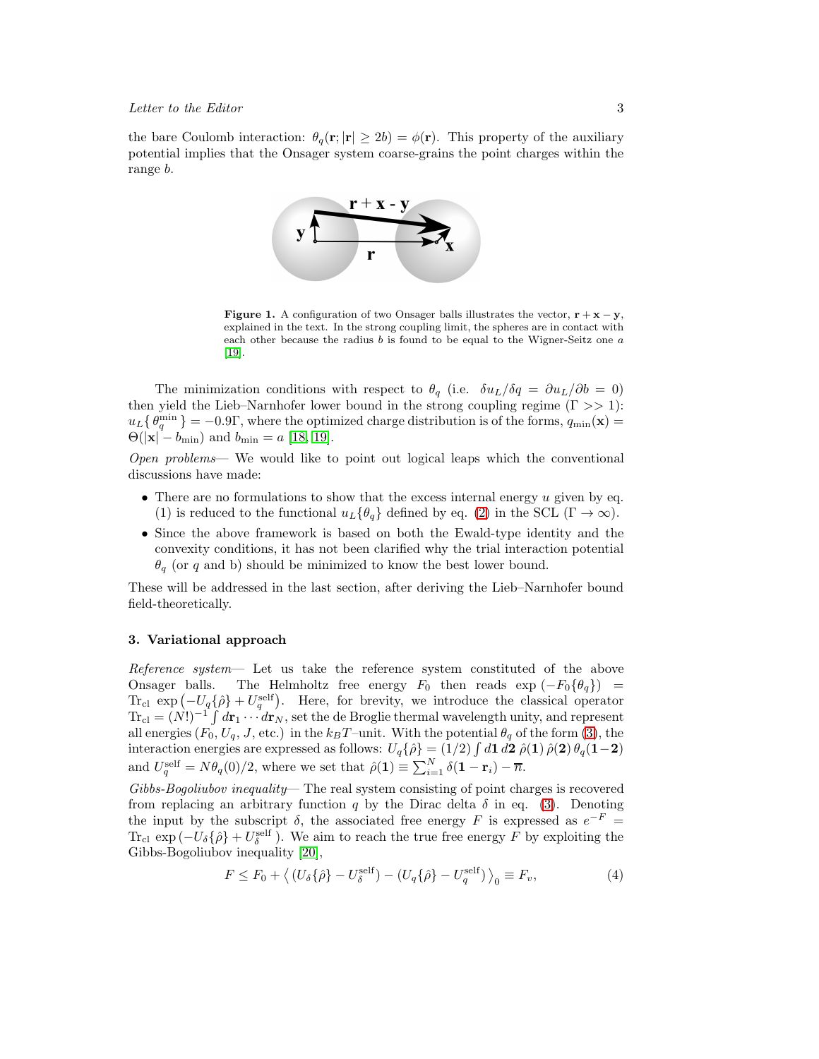the bare Coulomb interaction: $\theta_q(\mathbf{r}; |\mathbf{r}| \geq 2b) = \phi(\mathbf{r})$. This property of the auxiliary potential implies that the Onsager system coarse-grains the point charges within the range $b$.

**Figure 1.** A configuration of two Onsager balls illustrates the vector, $\mathbf{r}+\mathbf{x}-\mathbf{y}$, explained in the text. In the strong coupling limit, the spheres are in contact with each other because the radius $b$ is found to be equal to the Wigner-Seitz one $a$ [19].

The minimization conditions with respect to $\theta_q$ (i.e. $\delta u_L/\delta q = \partial u_L/\partial b = 0$) then yield the Lieb–Narnhofer lower bound in the strong coupling regime ($\Gamma >> 1$): $u_L\{\theta_q^{\min}\} = -0.9\Gamma$, where the optimized charge distribution is of the forms, $q_{\min}(\mathbf{x}) = \Theta(|\mathbf{x}| - b_{\min})$ and $b_{\min} = a$ [18, 19].

*Open problems*— We would like to point out logical leaps which the conventional discussions have made:

- There are no formulations to show that the excess internal energy $u$ given by eq. (1) is reduced to the functional $u_L\{\theta_q\}$ defined by eq. (2) in the SCL ($\Gamma \to \infty$).
- Since the above framework is based on both the Ewald-type identity and the convexity conditions, it has not been clarified why the trial interaction potential $\theta_q$ (or $q$ and b) should be minimized to know the best lower bound.

These will be addressed in the last section, after deriving the Lieb–Narnhofer bound field-theoretically.

### 3. Variational approach

*Reference system*— Let us take the reference system constituted of the above Onsager balls. The Helmholtz free energy $F_0$ then reads $\exp\left(-F_0\{\theta_q\}\right) = \mathrm{Tr}_{\mathrm{cl}}\, \exp\left(-U_q\{\hat{\rho}\} + U_q^{\mathrm{self}}\right)$. Here, for brevity, we introduce the classical operator $\mathrm{Tr}_{\mathrm{cl}} = (N!)^{-1}\int d\mathbf{r}_1 \cdots d\mathbf{r}_N$, set the de Broglie thermal wavelength unity, and represent all energies ($F_0$, $U_q$, $J$, etc.) in the $k_BT$–unit. With the potential $\theta_q$ of the form (3), the interaction energies are expressed as follows: $U_q\{\hat{\rho}\} = (1/2)\int d\mathbf{1}\, d\mathbf{2}\, \hat{\rho}(\mathbf{1})\,\hat{\rho}(\mathbf{2})\,\theta_q(\mathbf{1}-\mathbf{2})$ and $U_q^{\mathrm{self}} = N\theta_q(0)/2$, where we set that $\hat{\rho}(\mathbf{1}) \equiv \sum_{i=1}^{N}\delta(\mathbf{1}-\mathbf{r}_i) - \overline{n}$.

*Gibbs-Bogoliubov inequality*— The real system consisting of point charges is recovered from replacing an arbitrary function $q$ by the Dirac delta $\delta$ in eq. (3). Denoting the input by the subscript $\delta$, the associated free energy $F$ is expressed as $e^{-F} = \mathrm{Tr}_{\mathrm{cl}}\, \exp\left(-U_\delta\{\hat{\rho}\} + U_\delta^{\mathrm{self}}\right)$. We aim to reach the true free energy $F$ by exploiting the Gibbs-Bogoliubov inequality [20],

$$F \leq F_0 + \left\langle \left(U_\delta\{\hat{\rho}\} - U_\delta^{\mathrm{self}}\right) - \left(U_q\{\hat{\rho}\} - U_q^{\mathrm{self}}\right)\right\rangle_0 \equiv F_v, \tag{4}$$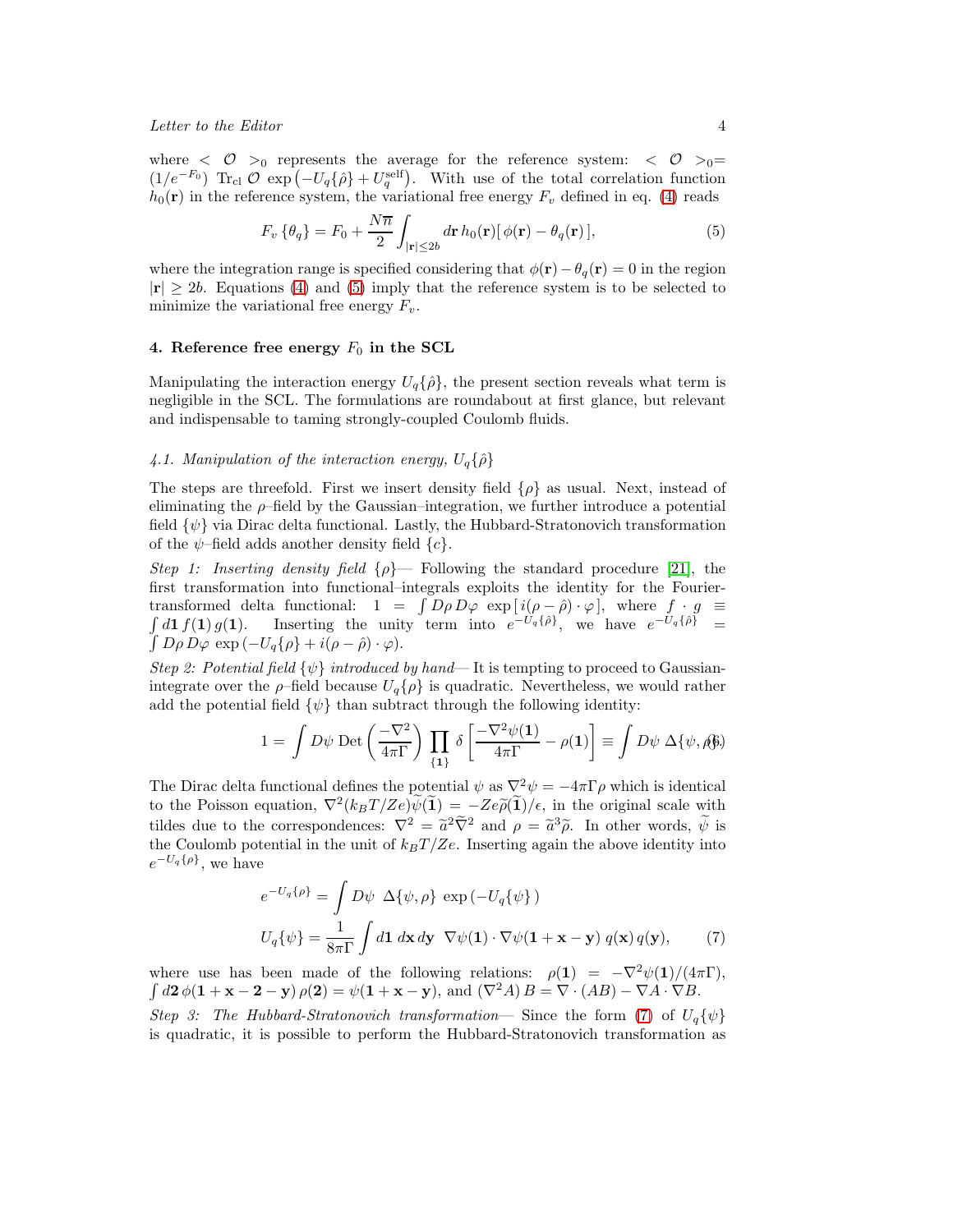where $<\mathcal{O}>_0$ represents the average for the reference system: $<\mathcal{O}>_0 = (1/e^{-F_0})\ \mathrm{Tr}_{\mathrm{cl}}\ \mathcal{O}\ \exp\left(-U_q\{\hat{\rho}\} + U_q^{\mathrm{self}}\right)$. With use of the total correlation function $h_0(\mathbf{r})$ in the reference system, the variational free energy $F_v$ defined in eq. (4) reads

$$F_v\{\theta_q\} = F_0 + \frac{N\overline{n}}{2}\int_{|\mathbf{r}|\leq 2b} d\mathbf{r}\, h_0(\mathbf{r})[\,\phi(\mathbf{r}) - \theta_q(\mathbf{r})\,], \tag{5}$$

where the integration range is specified considering that $\phi(\mathbf{r}) - \theta_q(\mathbf{r}) = 0$ in the region $|\mathbf{r}| \geq 2b$. Equations (4) and (5) imply that the reference system is to be selected to minimize the variational free energy $F_v$.

## 4. Reference free energy $F_0$ in the SCL

Manipulating the interaction energy $U_q\{\hat{\rho}\}$, the present section reveals what term is negligible in the SCL. The formulations are roundabout at first glance, but relevant and indispensable to taming strongly-coupled Coulomb fluids.

### *4.1. Manipulation of the interaction energy, $U_q\{\hat{\rho}\}$*

The steps are threefold. First we insert density field $\{\rho\}$ as usual. Next, instead of eliminating the $\rho$–field by the Gaussian–integration, we further introduce a potential field $\{\psi\}$ via Dirac delta functional. Lastly, the Hubbard-Stratonovich transformation of the $\psi$–field adds another density field $\{c\}$.

*Step 1: Inserting density field $\{\rho\}$*— Following the standard procedure [21], the first transformation into functional–integrals exploits the identity for the Fourier-transformed delta functional: $1 = \int D\rho\, D\varphi\ \exp\left[\,i(\rho - \hat{\rho})\cdot\varphi\right]$, where $f\cdot g \equiv \int d\mathbf{1}\, f(\mathbf{1})\, g(\mathbf{1})$. Inserting the unity term into $e^{-U_q\{\hat{\rho}\}}$, we have $e^{-U_q\{\hat{\rho}\}} = \int D\rho\, D\varphi\ \exp\left(-U_q\{\rho\} + i(\rho - \hat{\rho})\cdot\varphi\right)$.

*Step 2: Potential field $\{\psi\}$ introduced by hand*— It is tempting to proceed to Gaussian-integrate over the $\rho$–field because $U_q\{\rho\}$ is quadratic. Nevertheless, we would rather add the potential field $\{\psi\}$ than subtract through the following identity:

$$1 = \int D\psi\ \mathrm{Det}\left(\frac{-\nabla^2}{4\pi\Gamma}\right)\prod_{\{\mathbf{1}\}}\delta\left[\frac{-\nabla^2\psi(\mathbf{1})}{4\pi\Gamma} - \rho(\mathbf{1})\right] \equiv \int D\psi\ \Delta\{\psi,\rho\}. \tag{6}$$

The Dirac delta functional defines the potential $\psi$ as $\nabla^2\psi = -4\pi\Gamma\rho$ which is identical to the Poisson equation, $\nabla^2(k_BT/Ze)\widetilde{\psi}(\widetilde{\mathbf{1}}) = -Ze\widetilde{\rho}(\widetilde{\mathbf{1}})/\epsilon$, in the original scale with tildes due to the correspondences: $\nabla^2 = \widetilde{a}^2\widetilde{\nabla}^2$ and $\rho = \widetilde{a}^3\widetilde{\rho}$. In other words, $\widetilde{\psi}$ is the Coulomb potential in the unit of $k_BT/Ze$. Inserting again the above identity into $e^{-U_q\{\rho\}}$, we have

$$e^{-U_q\{\rho\}} = \int D\psi\ \ \Delta\{\psi,\rho\}\ \exp\left(-U_q\{\psi\}\right)$$
$$U_q\{\psi\} = \frac{1}{8\pi\Gamma}\int d\mathbf{1}\ d\mathbf{x}\, d\mathbf{y}\ \ \nabla\psi(\mathbf{1})\cdot\nabla\psi(\mathbf{1}+\mathbf{x}-\mathbf{y})\ q(\mathbf{x})\, q(\mathbf{y}), \tag{7}$$

where use has been made of the following relations: $\rho(\mathbf{1}) = -\nabla^2\psi(\mathbf{1})/(4\pi\Gamma)$, $\int d\mathbf{2}\,\phi(\mathbf{1}+\mathbf{x}-\mathbf{2}-\mathbf{y})\,\rho(\mathbf{2}) = \psi(\mathbf{1}+\mathbf{x}-\mathbf{y})$, and $(\nabla^2 A)\,B = \nabla\cdot(AB) - \nabla A\cdot\nabla B$.

*Step 3: The Hubbard-Stratonovich transformation*— Since the form (7) of $U_q\{\psi\}$ is quadratic, it is possible to perform the Hubbard-Stratonovich transformation as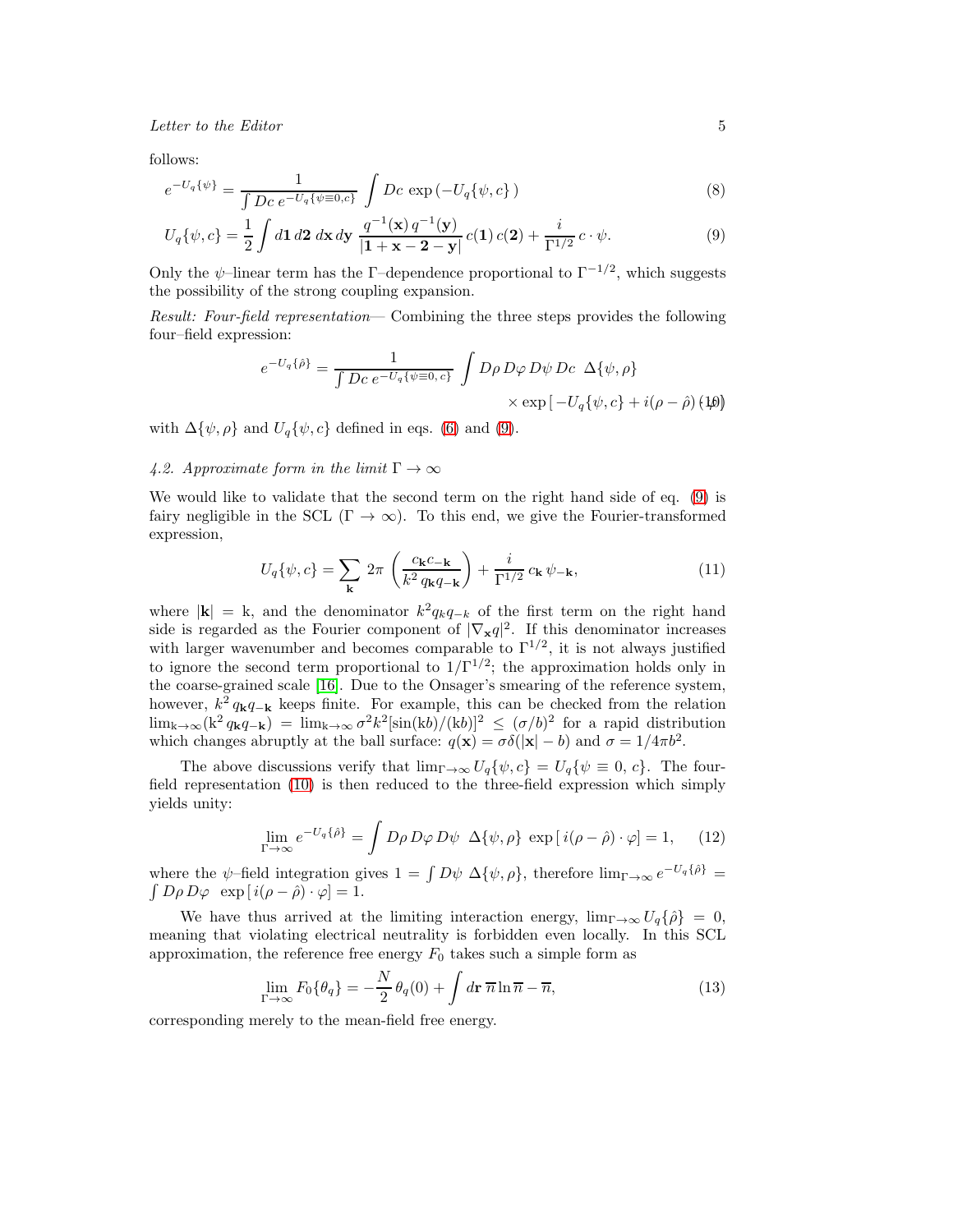follows:

$$e^{-U_q\{\psi\}} = \frac{1}{\int Dc\, e^{-U_q\{\psi\equiv 0, c\}}} \int Dc\, \exp\left(-U_q\{\psi, c\}\right) \tag{8}$$

$$U_q\{\psi, c\} = \frac{1}{2}\int d\mathbf{1}\, d\mathbf{2}\, d\mathbf{x}\, d\mathbf{y}\, \frac{q^{-1}(\mathbf{x})\, q^{-1}(\mathbf{y})}{|\mathbf{1}+\mathbf{x}-\mathbf{2}-\mathbf{y}|}\, c(\mathbf{1})\, c(\mathbf{2}) + \frac{i}{\Gamma^{1/2}}\, c\cdot\psi. \tag{9}$$

Only the $\psi$–linear term has the $\Gamma$–dependence proportional to $\Gamma^{-1/2}$, which suggests the possibility of the strong coupling expansion.

*Result: Four-field representation*— Combining the three steps provides the following four–field expression:

$$e^{-U_q\{\hat{\rho}\}} = \frac{1}{\int Dc\, e^{-U_q\{\psi\equiv 0,\, c\}}} \int D\rho\, D\varphi\, D\psi\, Dc\;\; \Delta\{\psi,\rho\} \times \exp\left[\,-U_q\{\psi, c\} + i(\rho-\hat{\rho})\cdot\varphi\right] \tag{10}$$

with $\Delta\{\psi,\rho\}$ and $U_q\{\psi, c\}$ defined in eqs. (6) and (9).

### 4.2. Approximate form in the limit $\Gamma\to\infty$

We would like to validate that the second term on the right hand side of eq. (9) is fairy negligible in the SCL ($\Gamma\to\infty$). To this end, we give the Fourier-transformed expression,

$$U_q\{\psi, c\} = \sum_{\mathbf{k}}\, 2\pi\, \left(\frac{c_{\mathbf{k}} c_{-\mathbf{k}}}{k^2\, q_{\mathbf{k}} q_{-\mathbf{k}}}\right) + \frac{i}{\Gamma^{1/2}}\, c_{\mathbf{k}}\, \psi_{-\mathbf{k}}, \tag{11}$$

where $|\mathbf{k}| = \mathrm{k}$, and the denominator $k^2 q_k q_{-k}$ of the first term on the right hand side is regarded as the Fourier component of $|\nabla_{\mathbf{x}} q|^2$. If this denominator increases with larger wavenumber and becomes comparable to $\Gamma^{1/2}$, it is not always justified to ignore the second term proportional to $1/\Gamma^{1/2}$; the approximation holds only in the coarse-grained scale [16]. Due to the Onsager's smearing of the reference system, however, $k^2\, q_{\mathbf{k}} q_{-\mathbf{k}}$ keeps finite. For example, this can be checked from the relation $\lim_{\mathrm{k}\to\infty}(\mathrm{k}^2\, q_{\mathbf{k}} q_{-\mathbf{k}}) = \lim_{\mathrm{k}\to\infty}\sigma^2 k^2[\sin(\mathrm{k}b)/(\mathrm{k}b)]^2 \le (\sigma/b)^2$ for a rapid distribution which changes abruptly at the ball surface: $q(\mathbf{x}) = \sigma\delta(|\mathbf{x}|-b)$ and $\sigma = 1/4\pi b^2$.

The above discussions verify that $\lim_{\Gamma\to\infty} U_q\{\psi, c\} = U_q\{\psi\equiv 0,\, c\}$. The four-field representation (10) is then reduced to the three-field expression which simply yields unity:

$$\lim_{\Gamma\to\infty} e^{-U_q\{\hat{\rho}\}} = \int D\rho\, D\varphi\, D\psi\;\; \Delta\{\psi,\rho\}\; \exp\left[\, i(\rho-\hat{\rho})\cdot\varphi\right] = 1, \tag{12}$$

where the $\psi$–field integration gives $1 = \int D\psi\; \Delta\{\psi,\rho\}$, therefore $\lim_{\Gamma\to\infty} e^{-U_q\{\hat{\rho}\}} = \int D\rho\, D\varphi\;\; \exp\left[\, i(\rho-\hat{\rho})\cdot\varphi\right] = 1$.

We have thus arrived at the limiting interaction energy, $\lim_{\Gamma\to\infty} U_q\{\hat{\rho}\} = 0$, meaning that violating electrical neutrality is forbidden even locally. In this SCL approximation, the reference free energy $F_0$ takes such a simple form as

$$\lim_{\Gamma\to\infty} F_0\{\theta_q\} = -\frac{N}{2}\,\theta_q(0) + \int d\mathbf{r}\; \overline{n}\ln\overline{n} - \overline{n}, \tag{13}$$

corresponding merely to the mean-field free energy.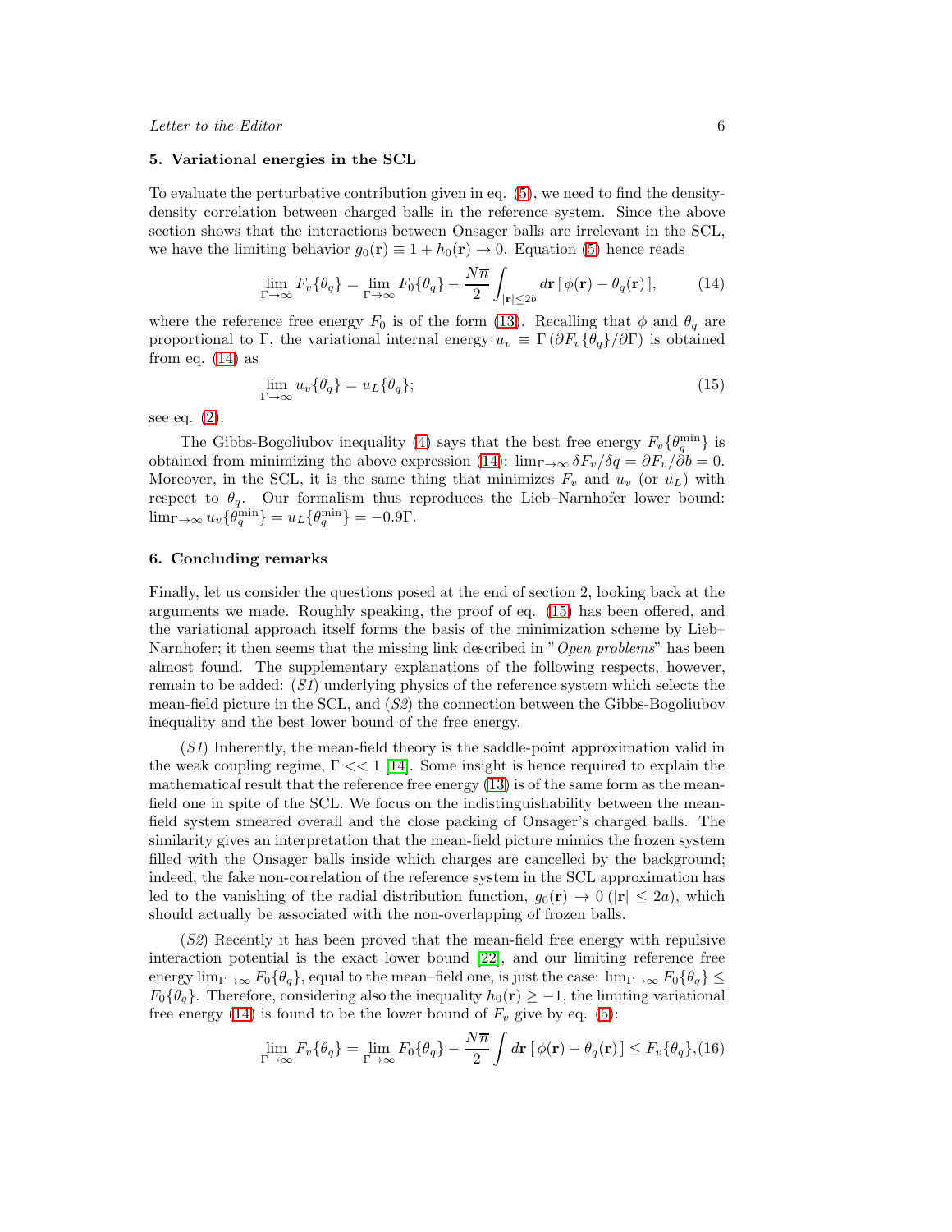## 5. Variational energies in the SCL

To evaluate the perturbative contribution given in eq. (5), we need to find the density-density correlation between charged balls in the reference system. Since the above section shows that the interactions between Onsager balls are irrelevant in the SCL, we have the limiting behavior $g_0(\mathbf{r}) \equiv 1 + h_0(\mathbf{r}) \to 0$. Equation (5) hence reads

$$\lim_{\Gamma\to\infty} F_v\{\theta_q\} = \lim_{\Gamma\to\infty} F_0\{\theta_q\} - \frac{N\overline{n}}{2}\int_{|\mathbf{r}|\leq 2b} d\mathbf{r}\,[\,\phi(\mathbf{r}) - \theta_q(\mathbf{r})\,], \tag{14}$$

where the reference free energy $F_0$ is of the form (13). Recalling that $\phi$ and $\theta_q$ are proportional to $\Gamma$, the variational internal energy $u_v \equiv \Gamma\,(\partial F_v\{\theta_q\}/\partial\Gamma)$ is obtained from eq. (14) as

$$\lim_{\Gamma\to\infty} u_v\{\theta_q\} = u_L\{\theta_q\}; \tag{15}$$

see eq. (2).

The Gibbs-Bogoliubov inequality (4) says that the best free energy $F_v\{\theta_q^{\min}\}$ is obtained from minimizing the above expression (14): $\lim_{\Gamma\to\infty}\delta F_v/\delta q = \partial F_v/\partial b = 0$. Moreover, in the SCL, it is the same thing that minimizes $F_v$ and $u_v$ (or $u_L$) with respect to $\theta_q$. Our formalism thus reproduces the Lieb–Narnhofer lower bound: $\lim_{\Gamma\to\infty} u_v\{\theta_q^{\min}\} = u_L\{\theta_q^{\min}\} = -0.9\Gamma$.

## 6. Concluding remarks

Finally, let us consider the questions posed at the end of section 2, looking back at the arguments we made. Roughly speaking, the proof of eq. (15) has been offered, and the variational approach itself forms the basis of the minimization scheme by Lieb–Narnhofer; it then seems that the missing link described in "*Open problems*" has been almost found. The supplementary explanations of the following respects, however, remain to be added: (*S1*) underlying physics of the reference system which selects the mean-field picture in the SCL, and (*S2*) the connection between the Gibbs-Bogoliubov inequality and the best lower bound of the free energy.

(*S1*) Inherently, the mean-field theory is the saddle-point approximation valid in the weak coupling regime, $\Gamma << 1$ [14]. Some insight is hence required to explain the mathematical result that the reference free energy (13) is of the same form as the mean-field one in spite of the SCL. We focus on the indistinguishability between the mean-field system smeared overall and the close packing of Onsager's charged balls. The similarity gives an interpretation that the mean-field picture mimics the frozen system filled with the Onsager balls inside which charges are cancelled by the background; indeed, the fake non-correlation of the reference system in the SCL approximation has led to the vanishing of the radial distribution function, $g_0(\mathbf{r}) \to 0$ ($|\mathbf{r}| \leq 2a$), which should actually be associated with the non-overlapping of frozen balls.

(*S2*) Recently it has been proved that the mean-field free energy with repulsive interaction potential is the exact lower bound [22], and our limiting reference free energy $\lim_{\Gamma\to\infty} F_0\{\theta_q\}$, equal to the mean–field one, is just the case: $\lim_{\Gamma\to\infty} F_0\{\theta_q\} \leq F_0\{\theta_q\}$. Therefore, considering also the inequality $h_0(\mathbf{r}) \geq -1$, the limiting variational free energy (14) is found to be the lower bound of $F_v$ give by eq. (5):

$$\lim_{\Gamma\to\infty} F_v\{\theta_q\} = \lim_{\Gamma\to\infty} F_0\{\theta_q\} - \frac{N\overline{n}}{2}\int d\mathbf{r}\,[\,\phi(\mathbf{r}) - \theta_q(\mathbf{r})\,] \leq F_v\{\theta_q\}, \tag{16}$$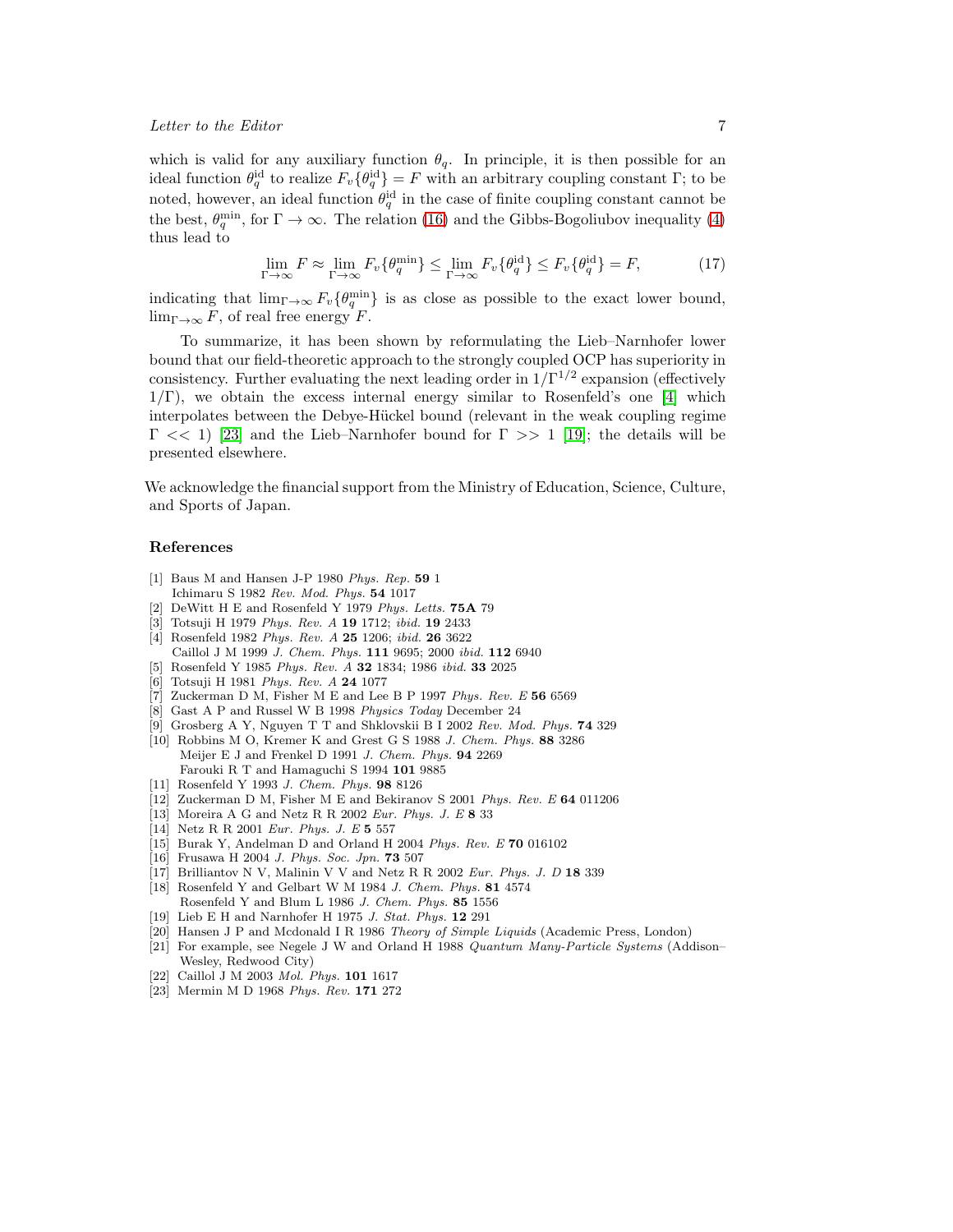which is valid for any auxiliary function $\theta_q$. In principle, it is then possible for an ideal function $\theta_q^{\rm id}$ to realize $F_v\{\theta_q^{\rm id}\} = F$ with an arbitrary coupling constant $\Gamma$; to be noted, however, an ideal function $\theta_q^{\rm id}$ in the case of finite coupling constant cannot be the best, $\theta_q^{\rm min}$, for $\Gamma \to \infty$. The relation (16) and the Gibbs-Bogoliubov inequality (4) thus lead to

$$\lim_{\Gamma\to\infty} F \approx \lim_{\Gamma\to\infty} F_v\{\theta_q^{\rm min}\} \leq \lim_{\Gamma\to\infty} F_v\{\theta_q^{\rm id}\} \leq F_v\{\theta_q^{\rm id}\} = F, \tag{17}$$

indicating that $\lim_{\Gamma\to\infty} F_v\{\theta_q^{\rm min}\}$ is as close as possible to the exact lower bound, $\lim_{\Gamma\to\infty} F$, of real free energy $F$.

To summarize, it has been shown by reformulating the Lieb–Narnhofer lower bound that our field-theoretic approach to the strongly coupled OCP has superiority in consistency. Further evaluating the next leading order in $1/\Gamma^{1/2}$ expansion (effectively $1/\Gamma$), we obtain the excess internal energy similar to Rosenfeld's one [4] which interpolates between the Debye-Hückel bound (relevant in the weak coupling regime $\Gamma << 1$) [23] and the Lieb–Narnhofer bound for $\Gamma >> 1$ [19]; the details will be presented elsewhere.

We acknowledge the financial support from the Ministry of Education, Science, Culture, and Sports of Japan.

## References

[1] Baus M and Hansen J-P 1980 *Phys. Rep.* **59** 1
Ichimaru S 1982 *Rev. Mod. Phys.* **54** 1017

[2] DeWitt H E and Rosenfeld Y 1979 *Phys. Letts.* **75A** 79

[3] Totsuji H 1979 *Phys. Rev. A* **19** 1712; *ibid.* **19** 2433

[4] Rosenfeld 1982 *Phys. Rev. A* **25** 1206; *ibid.* **26** 3622
Caillol J M 1999 *J. Chem. Phys.* **111** 9695; 2000 *ibid.* **112** 6940

[5] Rosenfeld Y 1985 *Phys. Rev. A* **32** 1834; 1986 *ibid.* **33** 2025

[6] Totsuji H 1981 *Phys. Rev. A* **24** 1077

[7] Zuckerman D M, Fisher M E and Lee B P 1997 *Phys. Rev. E* **56** 6569

[8] Gast A P and Russel W B 1998 *Physics Today* December 24

[9] Grosberg A Y, Nguyen T T and Shklovskii B I 2002 *Rev. Mod. Phys.* **74** 329

[10] Robbins M O, Kremer K and Grest G S 1988 *J. Chem. Phys.* **88** 3286
Meijer E J and Frenkel D 1991 *J. Chem. Phys.* **94** 2269
Farouki R T and Hamaguchi S 1994 **101** 9885

[11] Rosenfeld Y 1993 *J. Chem. Phys.* **98** 8126

[12] Zuckerman D M, Fisher M E and Bekiranov S 2001 *Phys. Rev. E* **64** 011206

[13] Moreira A G and Netz R R 2002 *Eur. Phys. J. E* **8** 33

[14] Netz R R 2001 *Eur. Phys. J. E* **5** 557

[15] Burak Y, Andelman D and Orland H 2004 *Phys. Rev. E* **70** 016102

[16] Frusawa H 2004 *J. Phys. Soc. Jpn.* **73** 507

[17] Brilliantov N V, Malinin V V and Netz R R 2002 *Eur. Phys. J. D* **18** 339

[18] Rosenfeld Y and Gelbart W M 1984 *J. Chem. Phys.* **81** 4574
Rosenfeld Y and Blum L 1986 *J. Chem. Phys.* **85** 1556

[19] Lieb E H and Narnhofer H 1975 *J. Stat. Phys.* **12** 291

[20] Hansen J P and Mcdonald I R 1986 *Theory of Simple Liquids* (Academic Press, London)

[21] For example, see Negele J W and Orland H 1988 *Quantum Many-Particle Systems* (Addison–Wesley, Redwood City)

[22] Caillol J M 2003 *Mol. Phys.* **101** 1617

[23] Mermin M D 1968 *Phys. Rev.* **171** 272